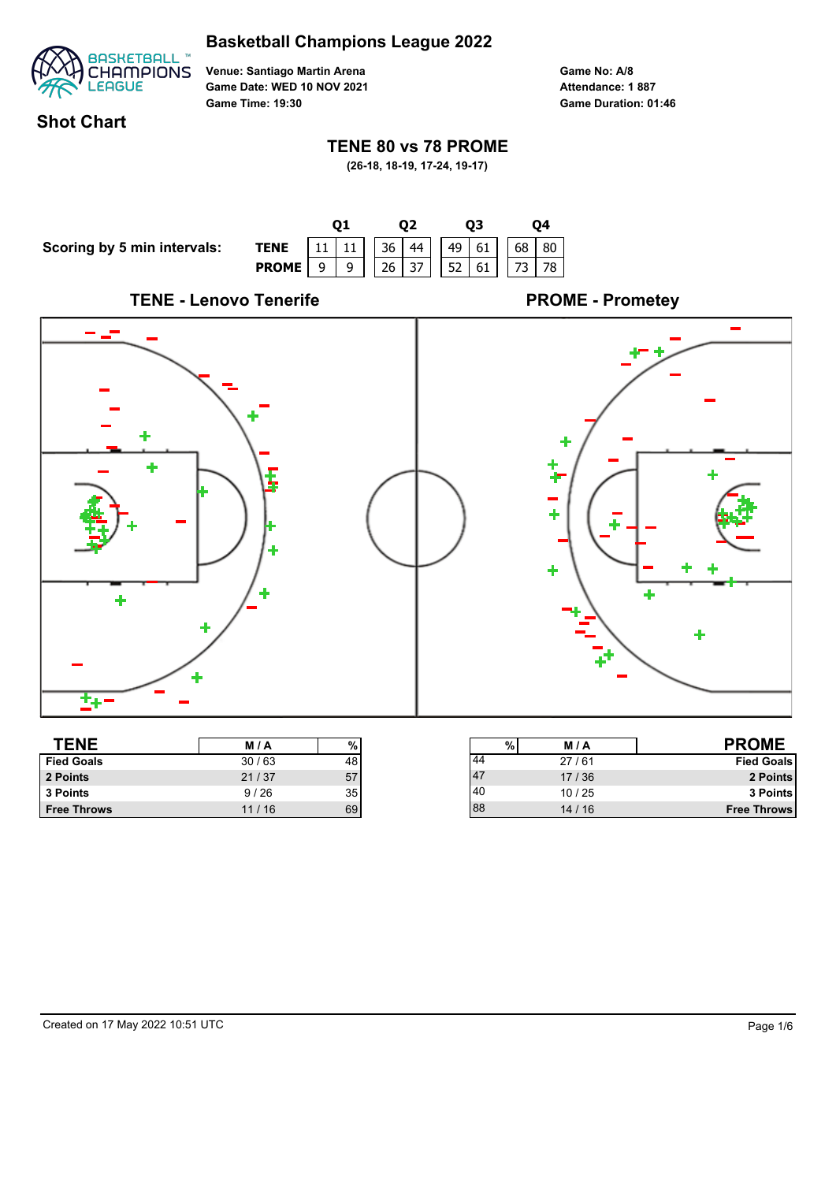# Basketball Champions League 2022

## Shot Chart

**Venue: Santiago Martin Arena**
**Game Date: WED 10 NOV 2021**
**Game Time: 19:30**

**Game No: A/8**
**Attendance: 1 887**
**Game Duration: 01:46**

## TENE 80 vs 78 PROME

**(26-18, 18-19, 17-24, 19-17)**

**Scoring by 5 min intervals:**

| | Q1 | | Q2 | | Q3 | | Q4 | |
|---|---|---|---|---|---|---|---|---|
| **TENE** | 11 | 11 | 36 | 44 | 49 | 61 | 68 | 80 |
| **PROME** | 9 | 9 | 26 | 37 | 52 | 61 | 73 | 78 |

### TENE - Lenovo Tenerife

### PROME - Prometey

| TENE | M / A | % |
|---|---|---|
| Fied Goals | 30 / 63 | 48 |
| 2 Points | 21 / 37 | 57 |
| 3 Points | 9 / 26 | 35 |
| Free Throws | 11 / 16 | 69 |

| % | M / A | PROME |
|---|---|---|
| 44 | 27 / 61 | Fied Goals |
| 47 | 17 / 36 | 2 Points |
| 40 | 10 / 25 | 3 Points |
| 88 | 14 / 16 | Free Throws |

Created on 17 May 2022 10:51 UTC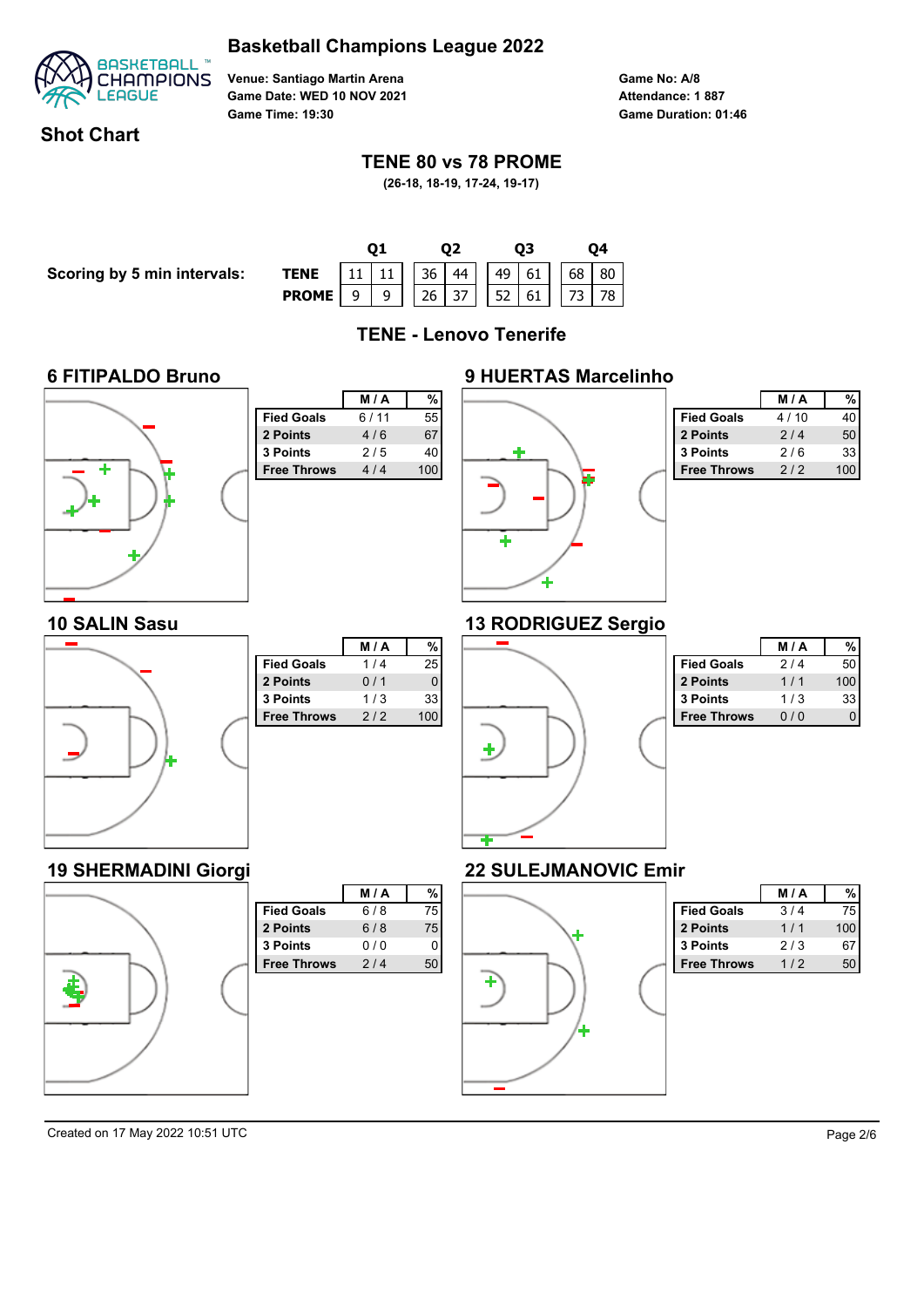# Basketball Champions League 2022

**Venue: Santiago Martin Arena**
**Game Date: WED 10 NOV 2021**
**Game Time: 19:30**

**Game No: A/8**
**Attendance: 1 887**
**Game Duration: 01:46**

## Shot Chart

### TENE 80 vs 78 PROME

**(26-18, 18-19, 17-24, 19-17)**

**Scoring by 5 min intervals:**

| | Q1 | | Q2 | | Q3 | | Q4 | |
|---|---|---|---|---|---|---|---|---|
| **TENE** | 11 | 11 | 36 | 44 | 49 | 61 | 68 | 80 |
| **PROME** | 9 | 9 | 26 | 37 | 52 | 61 | 73 | 78 |

### TENE - Lenovo Tenerife

#### 6 FITIPALDO Bruno

| | M / A | % |
|---|---|---|
| **Fied Goals** | 6 / 11 | 55 |
| **2 Points** | 4 / 6 | 67 |
| **3 Points** | 2 / 5 | 40 |
| **Free Throws** | 4 / 4 | 100 |

#### 9 HUERTAS Marcelinho

| | M / A | % |
|---|---|---|
| **Fied Goals** | 4 / 10 | 40 |
| **2 Points** | 2 / 4 | 50 |
| **3 Points** | 2 / 6 | 33 |
| **Free Throws** | 2 / 2 | 100 |

#### 10 SALIN Sasu

| | M / A | % |
|---|---|---|
| **Fied Goals** | 1 / 4 | 25 |
| **2 Points** | 0 / 1 | 0 |
| **3 Points** | 1 / 3 | 33 |
| **Free Throws** | 2 / 2 | 100 |

#### 13 RODRIGUEZ Sergio

| | M / A | % |
|---|---|---|
| **Fied Goals** | 2 / 4 | 50 |
| **2 Points** | 1 / 1 | 100 |
| **3 Points** | 1 / 3 | 33 |
| **Free Throws** | 0 / 0 | 0 |

#### 19 SHERMADINI Giorgi

| | M / A | % |
|---|---|---|
| **Fied Goals** | 6 / 8 | 75 |
| **2 Points** | 6 / 8 | 75 |
| **3 Points** | 0 / 0 | 0 |
| **Free Throws** | 2 / 4 | 50 |

#### 22 SULEJMANOVIC Emir

| | M / A | % |
|---|---|---|
| **Fied Goals** | 3 / 4 | 75 |
| **2 Points** | 1 / 1 | 100 |
| **3 Points** | 2 / 3 | 67 |
| **Free Throws** | 1 / 2 | 50 |

Created on 17 May 2022 10:51 UTC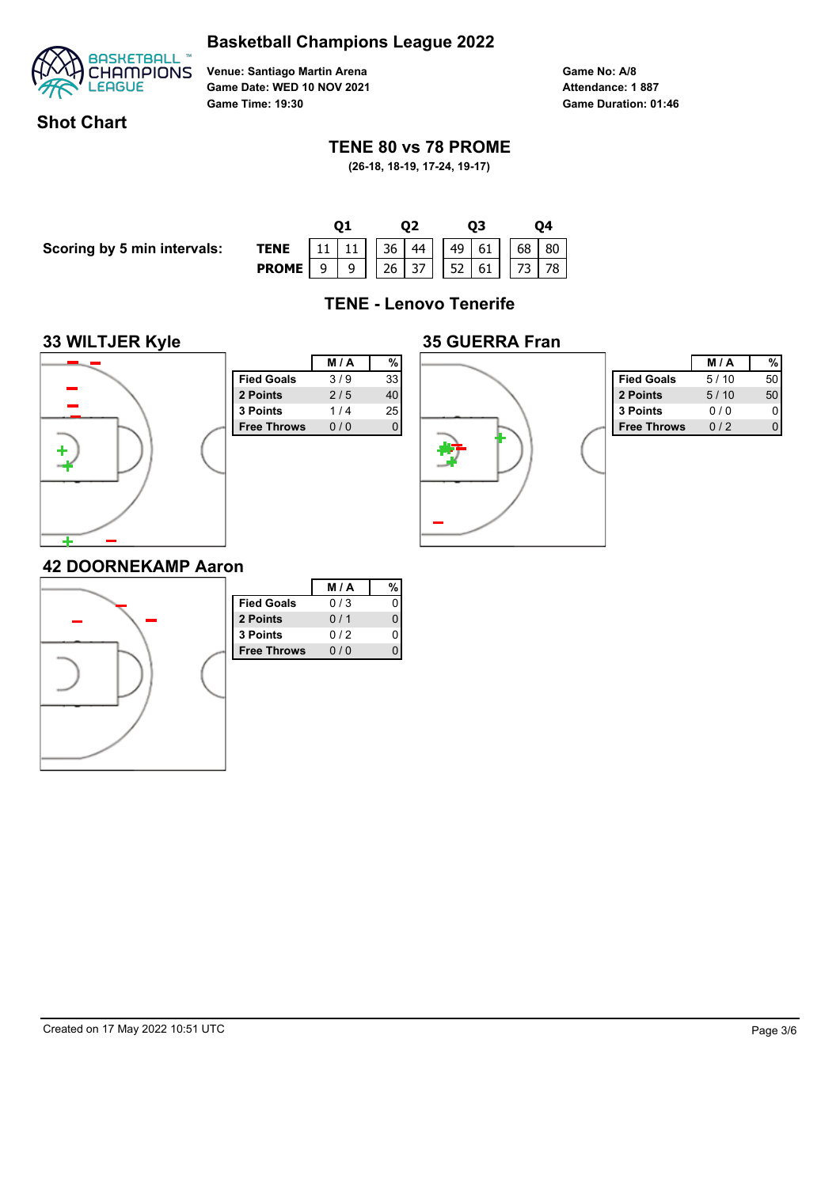# Basketball Champions League 2022

**Venue: Santiago Martin Arena**
**Game Date: WED 10 NOV 2021**
**Game Time: 19:30**

**Game No: A/8**
**Attendance: 1 887**
**Game Duration: 01:46**

## Shot Chart

## TENE 80 vs 78 PROME

**(26-18, 18-19, 17-24, 19-17)**

**Scoring by 5 min intervals:**

| | Q1 | | Q2 | | Q3 | | Q4 | |
|---|---|---|---|---|---|---|---|---|
| **TENE** | 11 | 11 | 36 | 44 | 49 | 61 | 68 | 80 |
| **PROME** | 9 | 9 | 26 | 37 | 52 | 61 | 73 | 78 |

## TENE - Lenovo Tenerife

### 33 WILTJER Kyle

| | M / A | % |
|---|---|---|
| **Fied Goals** | 3 / 9 | 33 |
| **2 Points** | 2 / 5 | 40 |
| **3 Points** | 1 / 4 | 25 |
| **Free Throws** | 0 / 0 | 0 |

### 35 GUERRA Fran

| | M / A | % |
|---|---|---|
| **Fied Goals** | 5 / 10 | 50 |
| **2 Points** | 5 / 10 | 50 |
| **3 Points** | 0 / 0 | 0 |
| **Free Throws** | 0 / 2 | 0 |

### 42 DOORNEKAMP Aaron

| | M / A | % |
|---|---|---|
| **Fied Goals** | 0 / 3 | 0 |
| **2 Points** | 0 / 1 | 0 |
| **3 Points** | 0 / 2 | 0 |
| **Free Throws** | 0 / 0 | 0 |

Created on 17 May 2022 10:51 UTC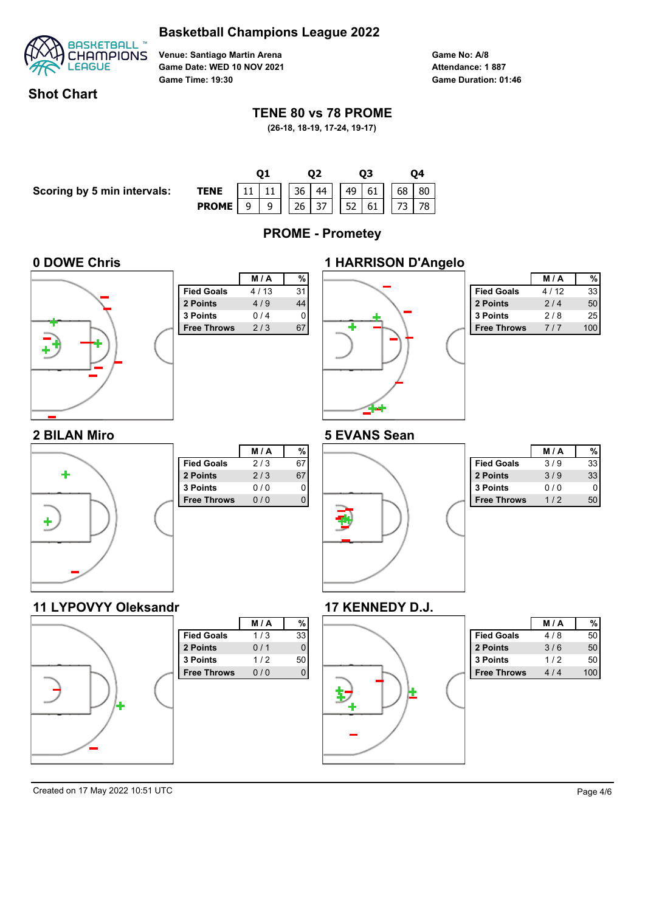# Basketball Champions League 2022

**Venue: Santiago Martin Arena**
**Game Date: WED 10 NOV 2021**
**Game Time: 19:30**

**Game No: A/8**
**Attendance: 1 887**
**Game Duration: 01:46**

## Shot Chart

### TENE 80 vs 78 PROME

**(26-18, 18-19, 17-24, 19-17)**

**Scoring by 5 min intervals:**

| | Q1 | | Q2 | | Q3 | | Q4 | |
|---|---|---|---|---|---|---|---|---|
| **TENE** | 11 | 11 | 36 | 44 | 49 | 61 | 68 | 80 |
| **PROME** | 9 | 9 | 26 | 37 | 52 | 61 | 73 | 78 |

### PROME - Prometey

#### 0 DOWE Chris

| | M / A | % |
|---|---|---|
| **Fied Goals** | 4 / 13 | 31 |
| **2 Points** | 4 / 9 | 44 |
| **3 Points** | 0 / 4 | 0 |
| **Free Throws** | 2 / 3 | 67 |

#### 1 HARRISON D'Angelo

| | M / A | % |
|---|---|---|
| **Fied Goals** | 4 / 12 | 33 |
| **2 Points** | 2 / 4 | 50 |
| **3 Points** | 2 / 8 | 25 |
| **Free Throws** | 7 / 7 | 100 |

#### 2 BILAN Miro

| | M / A | % |
|---|---|---|
| **Fied Goals** | 2 / 3 | 67 |
| **2 Points** | 2 / 3 | 67 |
| **3 Points** | 0 / 0 | 0 |
| **Free Throws** | 0 / 0 | 0 |

#### 5 EVANS Sean

| | M / A | % |
|---|---|---|
| **Fied Goals** | 3 / 9 | 33 |
| **2 Points** | 3 / 9 | 33 |
| **3 Points** | 0 / 0 | 0 |
| **Free Throws** | 1 / 2 | 50 |

#### 11 LYPOVYY Oleksandr

| | M / A | % |
|---|---|---|
| **Fied Goals** | 1 / 3 | 33 |
| **2 Points** | 0 / 1 | 0 |
| **3 Points** | 1 / 2 | 50 |
| **Free Throws** | 0 / 0 | 0 |

#### 17 KENNEDY D.J.

| | M / A | % |
|---|---|---|
| **Fied Goals** | 4 / 8 | 50 |
| **2 Points** | 3 / 6 | 50 |
| **3 Points** | 1 / 2 | 50 |
| **Free Throws** | 4 / 4 | 100 |

Created on 17 May 2022 10:51 UTC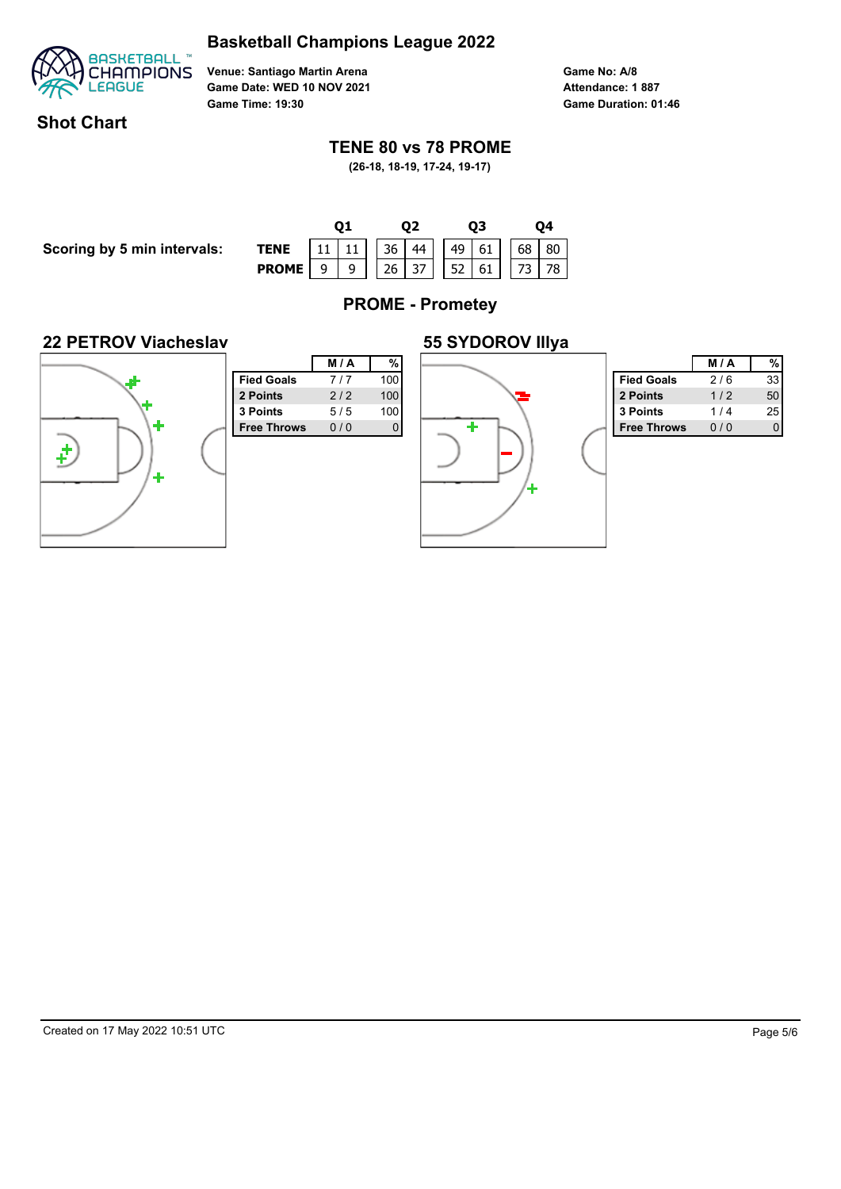# Basketball Champions League 2022

**Venue: Santiago Martin Arena**
**Game Date: WED 10 NOV 2021**
**Game Time: 19:30**

**Game No: A/8**
**Attendance: 1 887**
**Game Duration: 01:46**

## Shot Chart

### TENE 80 vs 78 PROME

**(26-18, 18-19, 17-24, 19-17)**

**Scoring by 5 min intervals:**

| | Q1 | | Q2 | | Q3 | | Q4 | |
|---|---|---|---|---|---|---|---|---|
| **TENE** | 11 | 11 | 36 | 44 | 49 | 61 | 68 | 80 |
| **PROME** | 9 | 9 | 26 | 37 | 52 | 61 | 73 | 78 |

### PROME - Prometey

#### 22 PETROV Viacheslav

| | M / A | % |
|---|---|---|
| **Fied Goals** | 7 / 7 | 100 |
| **2 Points** | 2 / 2 | 100 |
| **3 Points** | 5 / 5 | 100 |
| **Free Throws** | 0 / 0 | 0 |

#### 55 SYDOROV Illya

| | M / A | % |
|---|---|---|
| **Fied Goals** | 2 / 6 | 33 |
| **2 Points** | 1 / 2 | 50 |
| **3 Points** | 1 / 4 | 25 |
| **Free Throws** | 0 / 0 | 0 |

Created on 17 May 2022 10:51 UTC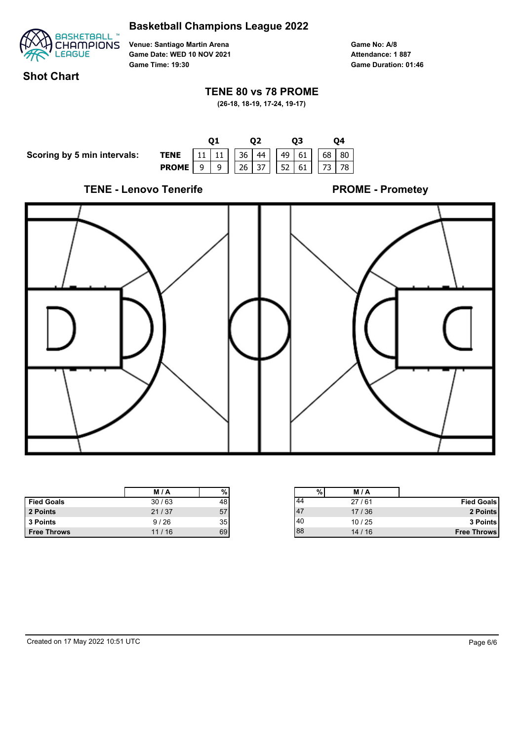# Basketball Champions League 2022

**Venue: Santiago Martin Arena**
**Game Date: WED 10 NOV 2021**
**Game Time: 19:30**

**Game No: A/8**
**Attendance: 1 887**
**Game Duration: 01:46**

## Shot Chart

### TENE 80 vs 78 PROME

**(26-18, 18-19, 17-24, 19-17)**

**Scoring by 5 min intervals:**

| | Q1 | | Q2 | | Q3 | | Q4 | |
|---|---|---|---|---|---|---|---|---|
| **TENE** | 11 | 11 | 36 | 44 | 49 | 61 | 68 | 80 |
| **PROME** | 9 | 9 | 26 | 37 | 52 | 61 | 73 | 78 |

**TENE - Lenovo Tenerife**

**PROME - Prometey**

| | M / A | % |
|---|---|---|
| **Fied Goals** | 30 / 63 | 48 |
| **2 Points** | 21 / 37 | 57 |
| **3 Points** | 9 / 26 | 35 |
| **Free Throws** | 11 / 16 | 69 |

| % | M / A | |
|---|---|---|
| 44 | 27 / 61 | **Fied Goals** |
| 47 | 17 / 36 | **2 Points** |
| 40 | 10 / 25 | **3 Points** |
| 88 | 14 / 16 | **Free Throws** |

Created on 17 May 2022 10:51 UTC